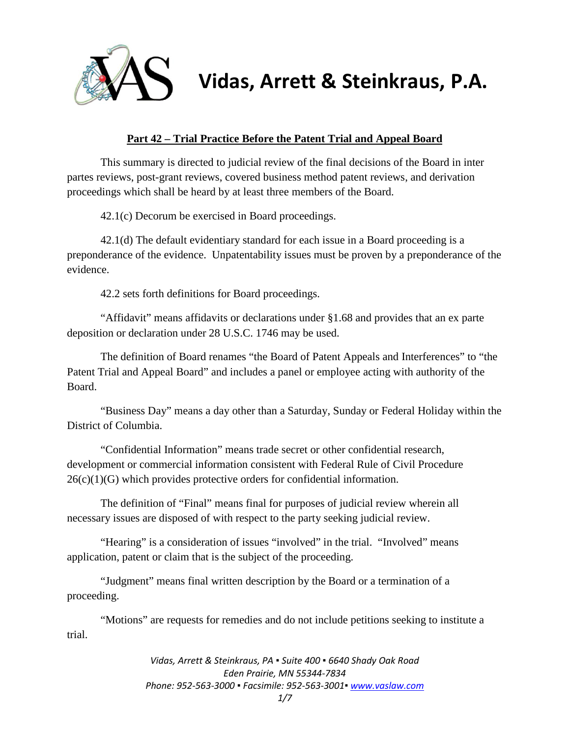# Vidas, Arrett & Steinkraus, P.A.

**<u>Part 42 – Trial Practice Before the Patent Trial and Appeal Board</u>**

This summary is directed to judicial review of the final decisions of the Board in inter partes reviews, post-grant reviews, covered business method patent reviews, and derivation proceedings which shall be heard by at least three members of the Board.

42.1(c) Decorum be exercised in Board proceedings.

42.1(d) The default evidentiary standard for each issue in a Board proceeding is a preponderance of the evidence. Unpatentability issues must be proven by a preponderance of the evidence.

42.2 sets forth definitions for Board proceedings.

"Affidavit" means affidavits or declarations under §1.68 and provides that an ex parte deposition or declaration under 28 U.S.C. 1746 may be used.

The definition of Board renames "the Board of Patent Appeals and Interferences" to "the Patent Trial and Appeal Board" and includes a panel or employee acting with authority of the Board.

"Business Day" means a day other than a Saturday, Sunday or Federal Holiday within the District of Columbia.

"Confidential Information" means trade secret or other confidential research, development or commercial information consistent with Federal Rule of Civil Procedure 26(c)(1)(G) which provides protective orders for confidential information.

The definition of "Final" means final for purposes of judicial review wherein all necessary issues are disposed of with respect to the party seeking judicial review.

"Hearing" is a consideration of issues "involved" in the trial. "Involved" means application, patent or claim that is the subject of the proceeding.

"Judgment" means final written description by the Board or a termination of a proceeding.

"Motions" are requests for remedies and do not include petitions seeking to institute a trial.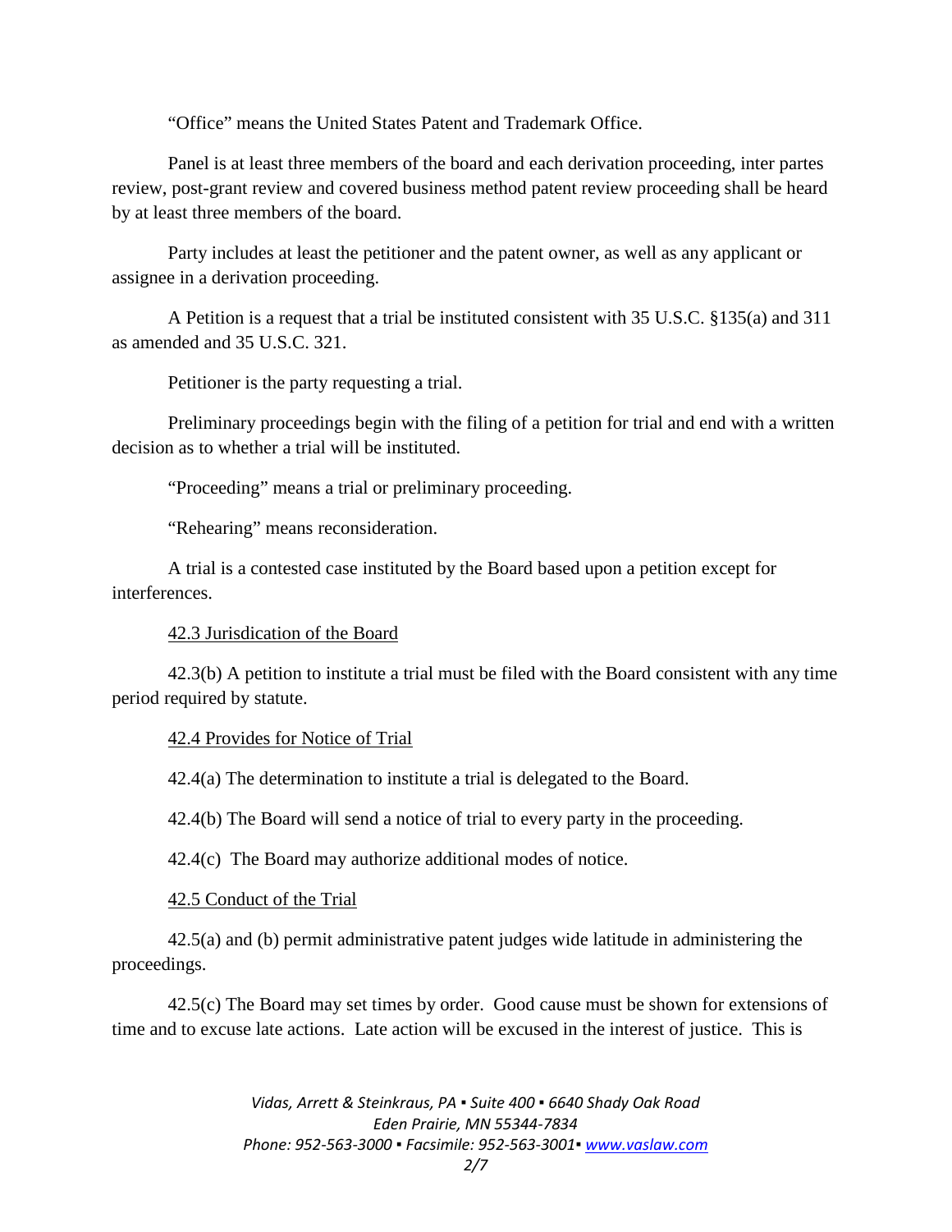"Office" means the United States Patent and Trademark Office.

Panel is at least three members of the board and each derivation proceeding, inter partes review, post-grant review and covered business method patent review proceeding shall be heard by at least three members of the board.

Party includes at least the petitioner and the patent owner, as well as any applicant or assignee in a derivation proceeding.

A Petition is a request that a trial be instituted consistent with 35 U.S.C. §135(a) and 311 as amended and 35 U.S.C. 321.

Petitioner is the party requesting a trial.

Preliminary proceedings begin with the filing of a petition for trial and end with a written decision as to whether a trial will be instituted.

"Proceeding" means a trial or preliminary proceeding.

"Rehearing" means reconsideration.

A trial is a contested case instituted by the Board based upon a petition except for interferences.

<u>42.3 Jurisdication of the Board</u>

42.3(b) A petition to institute a trial must be filed with the Board consistent with any time period required by statute.

<u>42.4 Provides for Notice of Trial</u>

42.4(a) The determination to institute a trial is delegated to the Board.

42.4(b) The Board will send a notice of trial to every party in the proceeding.

42.4(c) The Board may authorize additional modes of notice.

<u>42.5 Conduct of the Trial</u>

42.5(a) and (b) permit administrative patent judges wide latitude in administering the proceedings.

42.5(c) The Board may set times by order. Good cause must be shown for extensions of time and to excuse late actions. Late action will be excused in the interest of justice. This is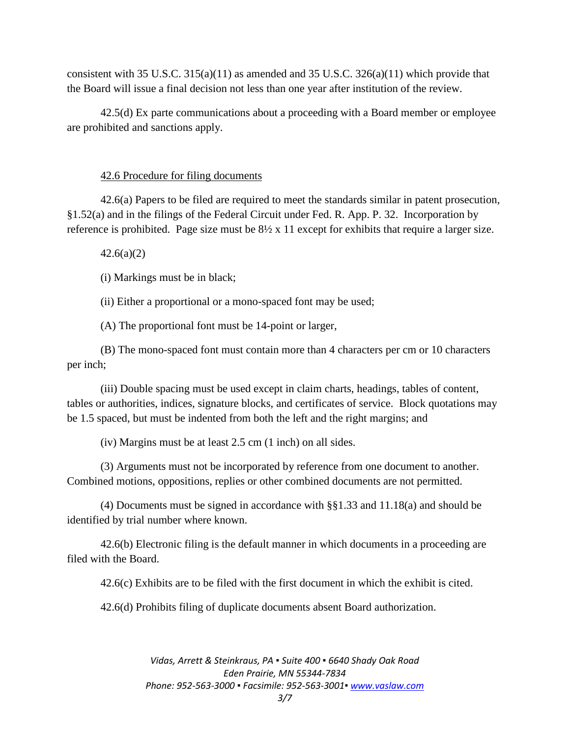consistent with 35 U.S.C. 315(a)(11) as amended and 35 U.S.C. 326(a)(11) which provide that the Board will issue a final decision not less than one year after institution of the review.

42.5(d) Ex parte communications about a proceeding with a Board member or employee are prohibited and sanctions apply.

<u>42.6 Procedure for filing documents</u>

42.6(a) Papers to be filed are required to meet the standards similar in patent prosecution, §1.52(a) and in the filings of the Federal Circuit under Fed. R. App. P. 32. Incorporation by reference is prohibited. Page size must be 8½ x 11 except for exhibits that require a larger size.

42.6(a)(2)

(i) Markings must be in black;

(ii) Either a proportional or a mono-spaced font may be used;

(A) The proportional font must be 14-point or larger,

(B) The mono-spaced font must contain more than 4 characters per cm or 10 characters per inch;

(iii) Double spacing must be used except in claim charts, headings, tables of content, tables or authorities, indices, signature blocks, and certificates of service. Block quotations may be 1.5 spaced, but must be indented from both the left and the right margins; and

(iv) Margins must be at least 2.5 cm (1 inch) on all sides.

(3) Arguments must not be incorporated by reference from one document to another. Combined motions, oppositions, replies or other combined documents are not permitted.

(4) Documents must be signed in accordance with §§1.33 and 11.18(a) and should be identified by trial number where known.

42.6(b) Electronic filing is the default manner in which documents in a proceeding are filed with the Board.

42.6(c) Exhibits are to be filed with the first document in which the exhibit is cited.

42.6(d) Prohibits filing of duplicate documents absent Board authorization.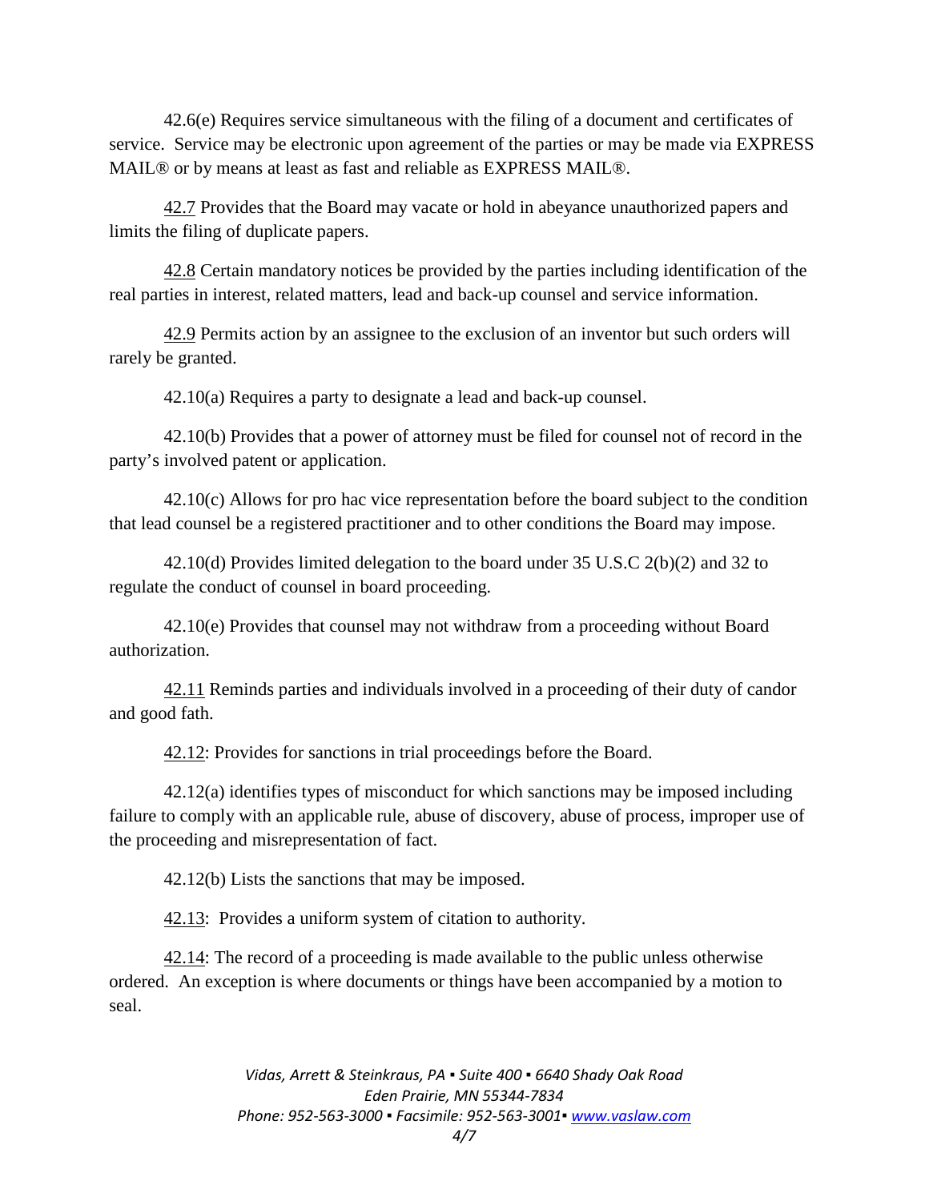42.6(e) Requires service simultaneous with the filing of a document and certificates of service. Service may be electronic upon agreement of the parties or may be made via EXPRESS MAIL® or by means at least as fast and reliable as EXPRESS MAIL®.

<u>42.7</u> Provides that the Board may vacate or hold in abeyance unauthorized papers and limits the filing of duplicate papers.

<u>42.8</u> Certain mandatory notices be provided by the parties including identification of the real parties in interest, related matters, lead and back-up counsel and service information.

<u>42.9</u> Permits action by an assignee to the exclusion of an inventor but such orders will rarely be granted.

42.10(a) Requires a party to designate a lead and back-up counsel.

42.10(b) Provides that a power of attorney must be filed for counsel not of record in the party's involved patent or application.

42.10(c) Allows for pro hac vice representation before the board subject to the condition that lead counsel be a registered practitioner and to other conditions the Board may impose.

42.10(d) Provides limited delegation to the board under 35 U.S.C 2(b)(2) and 32 to regulate the conduct of counsel in board proceeding.

42.10(e) Provides that counsel may not withdraw from a proceeding without Board authorization.

<u>42.11</u> Reminds parties and individuals involved in a proceeding of their duty of candor and good fath.

<u>42.12</u>: Provides for sanctions in trial proceedings before the Board.

42.12(a) identifies types of misconduct for which sanctions may be imposed including failure to comply with an applicable rule, abuse of discovery, abuse of process, improper use of the proceeding and misrepresentation of fact.

42.12(b) Lists the sanctions that may be imposed.

<u>42.13</u>: Provides a uniform system of citation to authority.

<u>42.14</u>: The record of a proceeding is made available to the public unless otherwise ordered. An exception is where documents or things have been accompanied by a motion to seal.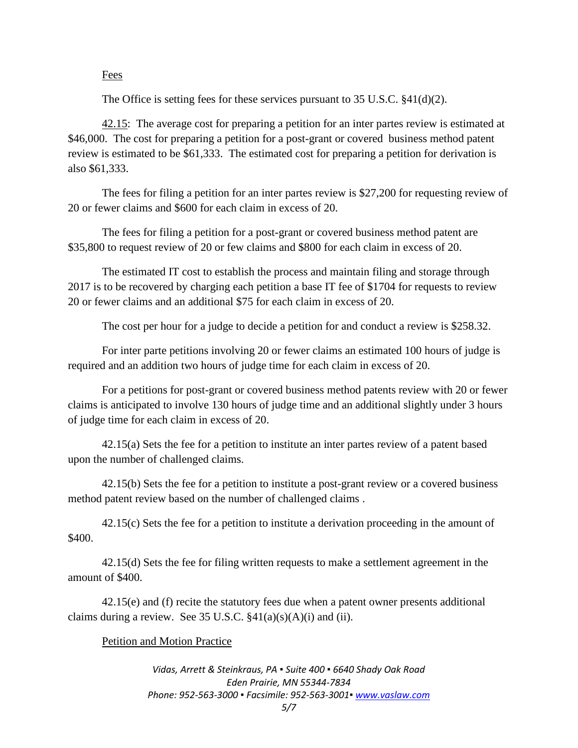Fees

The Office is setting fees for these services pursuant to 35 U.S.C. §41(d)(2).

42.15: The average cost for preparing a petition for an inter partes review is estimated at $46,000. The cost for preparing a petition for a post-grant or covered business method patent review is estimated to be $61,333. The estimated cost for preparing a petition for derivation is also $61,333.

The fees for filing a petition for an inter partes review is $27,200 for requesting review of 20 or fewer claims and $600 for each claim in excess of 20.

The fees for filing a petition for a post-grant or covered business method patent are $35,800 to request review of 20 or few claims and $800 for each claim in excess of 20.

The estimated IT cost to establish the process and maintain filing and storage through 2017 is to be recovered by charging each petition a base IT fee of $1704 for requests to review 20 or fewer claims and an additional $75 for each claim in excess of 20.

The cost per hour for a judge to decide a petition for and conduct a review is $258.32.

For inter parte petitions involving 20 or fewer claims an estimated 100 hours of judge is required and an addition two hours of judge time for each claim in excess of 20.

For a petitions for post-grant or covered business method patents review with 20 or fewer claims is anticipated to involve 130 hours of judge time and an additional slightly under 3 hours of judge time for each claim in excess of 20.

42.15(a) Sets the fee for a petition to institute an inter partes review of a patent based upon the number of challenged claims.

42.15(b) Sets the fee for a petition to institute a post-grant review or a covered business method patent review based on the number of challenged claims .

42.15(c) Sets the fee for a petition to institute a derivation proceeding in the amount of $400.

42.15(d) Sets the fee for filing written requests to make a settlement agreement in the amount of $400.

42.15(e) and (f) recite the statutory fees due when a patent owner presents additional claims during a review. See 35 U.S.C. §41(a)(s)(A)(i) and (ii).

Petition and Motion Practice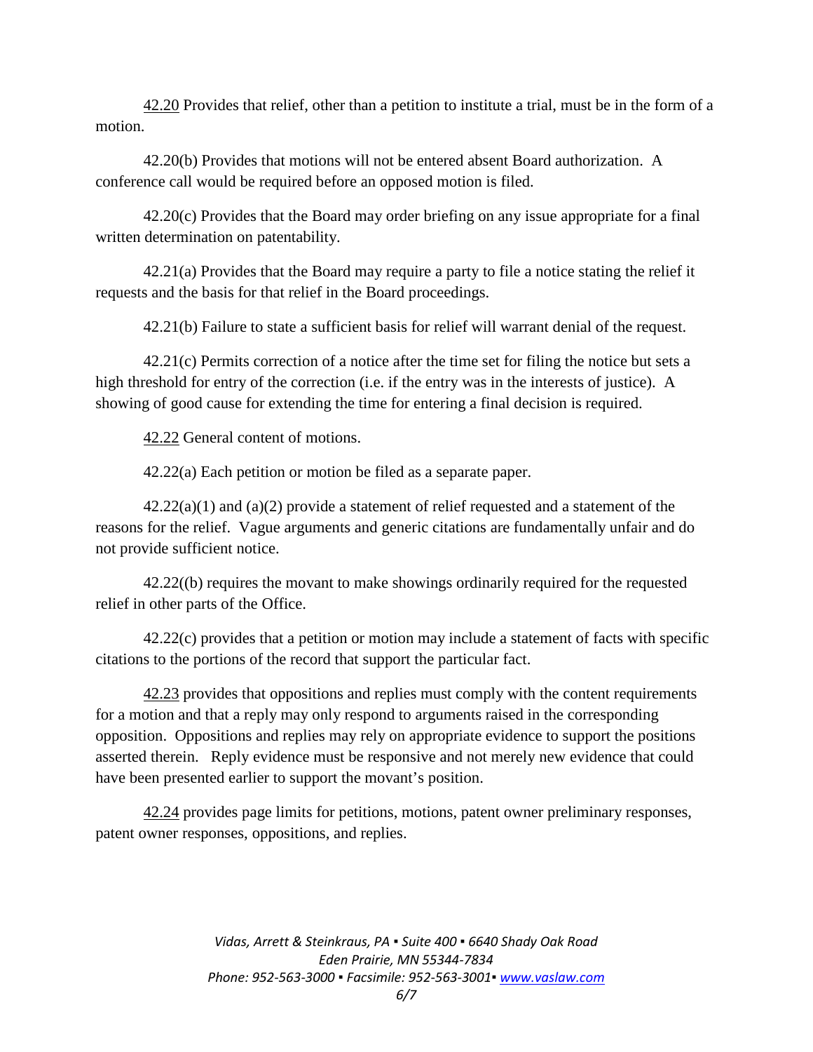<u>42.20</u> Provides that relief, other than a petition to institute a trial, must be in the form of a motion.

42.20(b) Provides that motions will not be entered absent Board authorization. A conference call would be required before an opposed motion is filed.

42.20(c) Provides that the Board may order briefing on any issue appropriate for a final written determination on patentability.

42.21(a) Provides that the Board may require a party to file a notice stating the relief it requests and the basis for that relief in the Board proceedings.

42.21(b) Failure to state a sufficient basis for relief will warrant denial of the request.

42.21(c) Permits correction of a notice after the time set for filing the notice but sets a high threshold for entry of the correction (i.e. if the entry was in the interests of justice). A showing of good cause for extending the time for entering a final decision is required.

<u>42.22</u> General content of motions.

42.22(a) Each petition or motion be filed as a separate paper.

42.22(a)(1) and (a)(2) provide a statement of relief requested and a statement of the reasons for the relief. Vague arguments and generic citations are fundamentally unfair and do not provide sufficient notice.

42.22((b) requires the movant to make showings ordinarily required for the requested relief in other parts of the Office.

42.22(c) provides that a petition or motion may include a statement of facts with specific citations to the portions of the record that support the particular fact.

<u>42.23</u> provides that oppositions and replies must comply with the content requirements for a motion and that a reply may only respond to arguments raised in the corresponding opposition. Oppositions and replies may rely on appropriate evidence to support the positions asserted therein. Reply evidence must be responsive and not merely new evidence that could have been presented earlier to support the movant's position.

<u>42.24</u> provides page limits for petitions, motions, patent owner preliminary responses, patent owner responses, oppositions, and replies.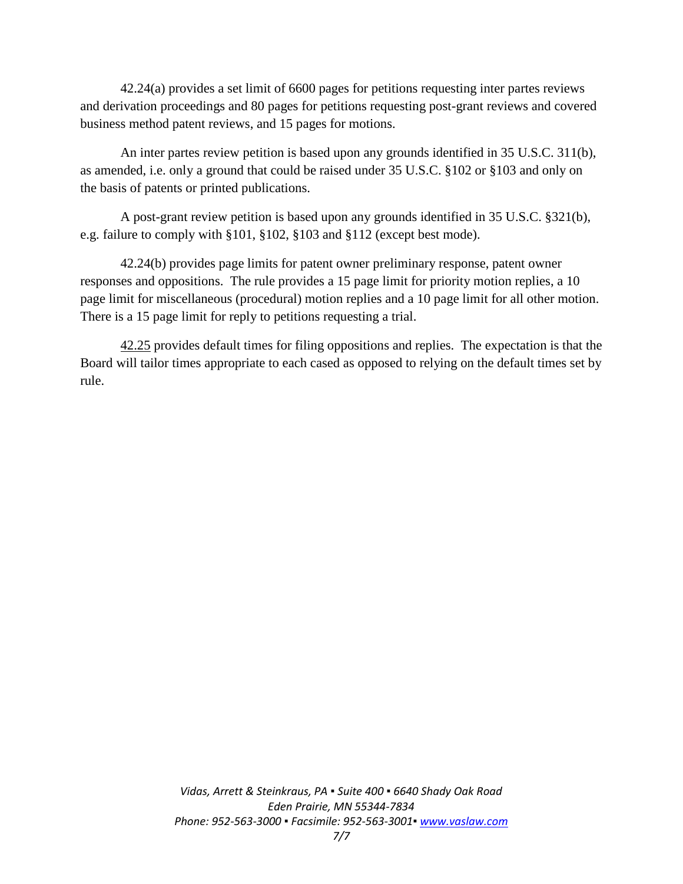42.24(a) provides a set limit of 6600 pages for petitions requesting inter partes reviews and derivation proceedings and 80 pages for petitions requesting post-grant reviews and covered business method patent reviews, and 15 pages for motions.

An inter partes review petition is based upon any grounds identified in 35 U.S.C. 311(b), as amended, i.e. only a ground that could be raised under 35 U.S.C. §102 or §103 and only on the basis of patents or printed publications.

A post-grant review petition is based upon any grounds identified in 35 U.S.C. §321(b), e.g. failure to comply with §101, §102, §103 and §112 (except best mode).

42.24(b) provides page limits for patent owner preliminary response, patent owner responses and oppositions. The rule provides a 15 page limit for priority motion replies, a 10 page limit for miscellaneous (procedural) motion replies and a 10 page limit for all other motion. There is a 15 page limit for reply to petitions requesting a trial.

42.25 provides default times for filing oppositions and replies. The expectation is that the Board will tailor times appropriate to each cased as opposed to relying on the default times set by rule.